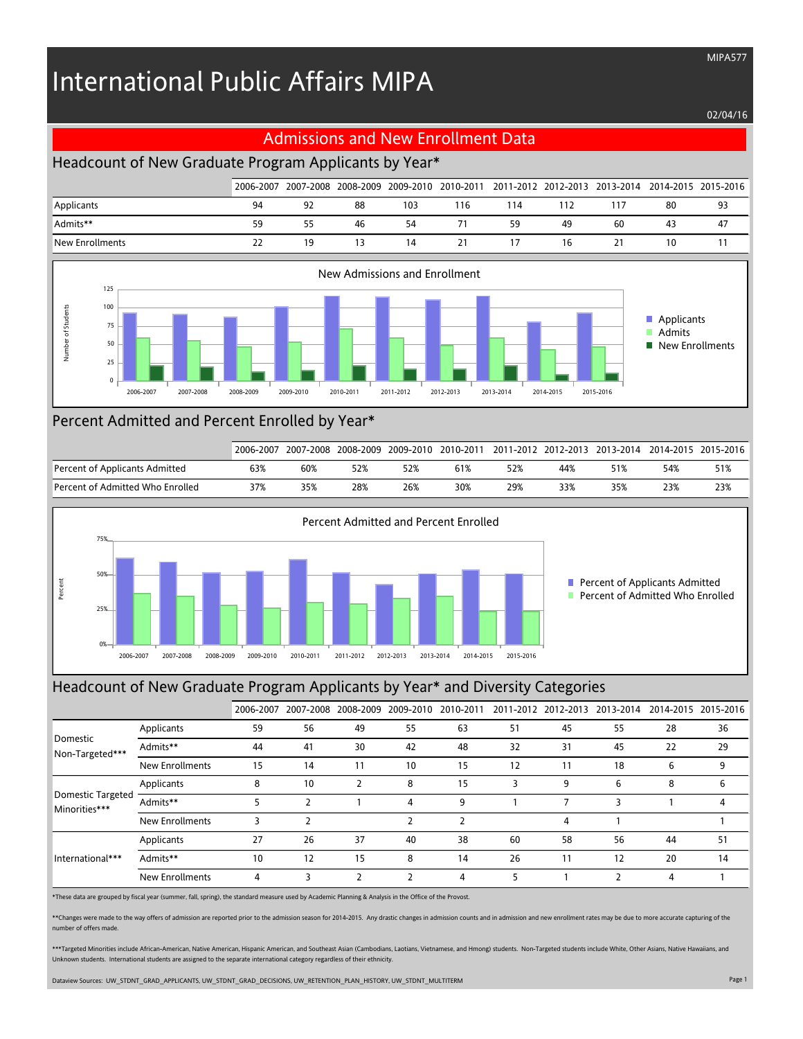# International Public Affairs MIPA

MIPA577

02/04/16

## Admissions and New Enrollment Data

### Headcount of New Graduate Program Applicants by Year*

| | 2006-2007 | 2007-2008 | 2008-2009 | 2009-2010 | 2010-2011 | 2011-2012 | 2012-2013 | 2013-2014 | 2014-2015 | 2015-2016 |
|---|---|---|---|---|---|---|---|---|---|---|
| Applicants | 94 | 92 | 88 | 103 | 116 | 114 | 112 | 117 | 80 | 93 |
| Admits** | 59 | 55 | 46 | 54 | 71 | 59 | 49 | 60 | 43 | 47 |
| New Enrollments | 22 | 19 | 13 | 14 | 21 | 17 | 16 | 21 | 10 | 11 |

### Percent Admitted and Percent Enrolled by Year*

| | 2006-2007 | 2007-2008 | 2008-2009 | 2009-2010 | 2010-2011 | 2011-2012 | 2012-2013 | 2013-2014 | 2014-2015 | 2015-2016 |
|---|---|---|---|---|---|---|---|---|---|---|
| Percent of Applicants Admitted | 63% | 60% | 52% | 52% | 61% | 52% | 44% | 51% | 54% | 51% |
| Percent of Admitted Who Enrolled | 37% | 35% | 28% | 26% | 30% | 29% | 33% | 35% | 23% | 23% |

### Headcount of New Graduate Program Applicants by Year* and Diversity Categories

| | | 2006-2007 | 2007-2008 | 2008-2009 | 2009-2010 | 2010-2011 | 2011-2012 | 2012-2013 | 2013-2014 | 2014-2015 | 2015-2016 |
|---|---|---|---|---|---|---|---|---|---|---|---|
| Domestic Non-Targeted*** | Applicants | 59 | 56 | 49 | 55 | 63 | 51 | 45 | 55 | 28 | 36 |
| | Admits** | 44 | 41 | 30 | 42 | 48 | 32 | 31 | 45 | 22 | 29 |
| | New Enrollments | 15 | 14 | 11 | 10 | 15 | 12 | 11 | 18 | 6 | 9 |
| Domestic Targeted Minorities*** | Applicants | 8 | 10 | 2 | 8 | 15 | 3 | 9 | 6 | 8 | 6 |
| | Admits** | 5 | 2 | 1 | 4 | 9 | 1 | 7 | 3 | 1 | 4 |
| | New Enrollments | 3 | 2 | | 2 | 2 | | 4 | 1 | | 1 |
| International*** | Applicants | 27 | 26 | 37 | 40 | 38 | 60 | 58 | 56 | 44 | 51 |
| | Admits** | 10 | 12 | 15 | 8 | 14 | 26 | 11 | 12 | 20 | 14 |
| | New Enrollments | 4 | 3 | 2 | 2 | 4 | 5 | 1 | 2 | 4 | 1 |

*These data are grouped by fiscal year (summer, fall, spring), the standard measure used by Academic Planning & Analysis in the Office of the Provost.

**Changes were made to the way offers of admission are reported prior to the admission season for 2014-2015. Any drastic changes in admission counts and in admission and new enrollment rates may be due to more accurate capturing of the number of offers made.

***Targeted Minorities include African-American, Native American, Hispanic American, and Southeast Asian (Cambodians, Laotians, Vietnamese, and Hmong) students. Non-Targeted students include White, Other Asians, Native Hawaiians, and Unknown students. International students are assigned to the separate international category regardless of their ethnicity.

Dataview Sources: UW_STDNT_GRAD_APPLICANTS, UW_STDNT_GRAD_DECISIONS, UW_RETENTION_PLAN_HISTORY, UW_STDNT_MULTITERM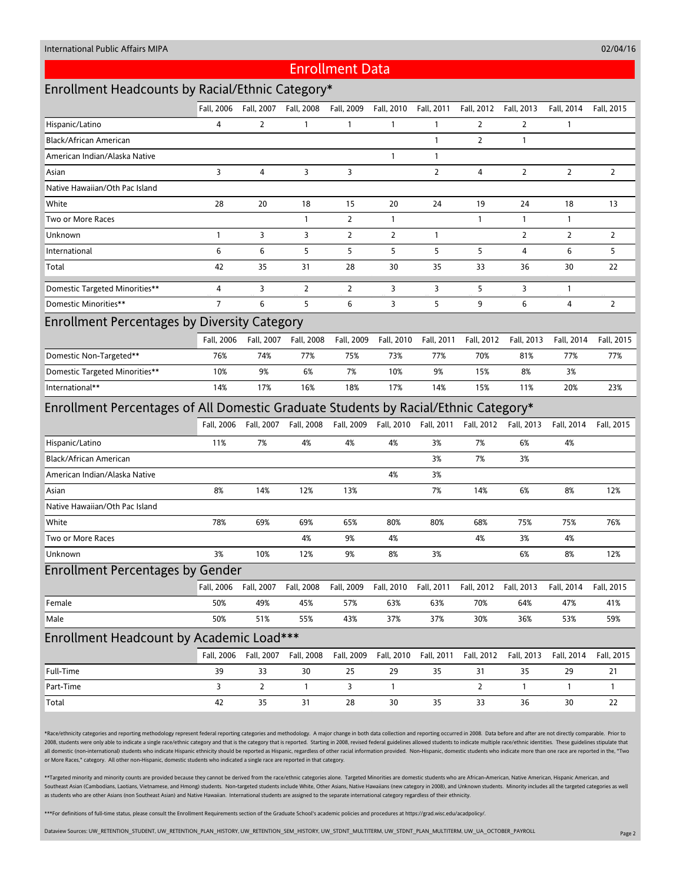# Enrollment Data

## Enrollment Headcounts by Racial/Ethnic Category*

| | Fall, 2006 | Fall, 2007 | Fall, 2008 | Fall, 2009 | Fall, 2010 | Fall, 2011 | Fall, 2012 | Fall, 2013 | Fall, 2014 | Fall, 2015 |
|---|---|---|---|---|---|---|---|---|---|---|
| Hispanic/Latino | 4 | 2 | 1 | 1 | 1 | 1 | 2 | 2 | 1 | |
| Black/African American | | | | | | 1 | 2 | 1 | | |
| American Indian/Alaska Native | | | | | 1 | 1 | | | | |
| Asian | 3 | 4 | 3 | 3 | | 2 | 4 | 2 | 2 | 2 |
| Native Hawaiian/Oth Pac Island | | | | | | | | | | |
| White | 28 | 20 | 18 | 15 | 20 | 24 | 19 | 24 | 18 | 13 |
| Two or More Races | | | 1 | 2 | 1 | | 1 | 1 | 1 | |
| Unknown | 1 | 3 | 3 | 2 | 2 | 1 | | 2 | 2 | 2 |
| International | 6 | 6 | 5 | 5 | 5 | 5 | 5 | 4 | 6 | 5 |
| Total | 42 | 35 | 31 | 28 | 30 | 35 | 33 | 36 | 30 | 22 |
| Domestic Targeted Minorities** | 4 | 3 | 2 | 2 | 3 | 3 | 5 | 3 | 1 | |
| Domestic Minorities** | 7 | 6 | 5 | 6 | 3 | 5 | 9 | 6 | 4 | 2 |

## Enrollment Percentages by Diversity Category

| | Fall, 2006 | Fall, 2007 | Fall, 2008 | Fall, 2009 | Fall, 2010 | Fall, 2011 | Fall, 2012 | Fall, 2013 | Fall, 2014 | Fall, 2015 |
|---|---|---|---|---|---|---|---|---|---|---|
| Domestic Non-Targeted** | 76% | 74% | 77% | 75% | 73% | 77% | 70% | 81% | 77% | 77% |
| Domestic Targeted Minorities** | 10% | 9% | 6% | 7% | 10% | 9% | 15% | 8% | 3% | |
| International** | 14% | 17% | 16% | 18% | 17% | 14% | 15% | 11% | 20% | 23% |

## Enrollment Percentages of All Domestic Graduate Students by Racial/Ethnic Category*

| | Fall, 2006 | Fall, 2007 | Fall, 2008 | Fall, 2009 | Fall, 2010 | Fall, 2011 | Fall, 2012 | Fall, 2013 | Fall, 2014 | Fall, 2015 |
|---|---|---|---|---|---|---|---|---|---|---|
| Hispanic/Latino | 11% | 7% | 4% | 4% | 4% | 3% | 7% | 6% | 4% | |
| Black/African American | | | | | | 3% | 7% | 3% | | |
| American Indian/Alaska Native | | | | | 4% | 3% | | | | |
| Asian | 8% | 14% | 12% | 13% | | 7% | 14% | 6% | 8% | 12% |
| Native Hawaiian/Oth Pac Island | | | | | | | | | | |
| White | 78% | 69% | 69% | 65% | 80% | 80% | 68% | 75% | 75% | 76% |
| Two or More Races | | | 4% | 9% | 4% | | 4% | 3% | 4% | |
| Unknown | 3% | 10% | 12% | 9% | 8% | 3% | | 6% | 8% | 12% |

## Enrollment Percentages by Gender

| | Fall, 2006 | Fall, 2007 | Fall, 2008 | Fall, 2009 | Fall, 2010 | Fall, 2011 | Fall, 2012 | Fall, 2013 | Fall, 2014 | Fall, 2015 |
|---|---|---|---|---|---|---|---|---|---|---|
| Female | 50% | 49% | 45% | 57% | 63% | 63% | 70% | 64% | 47% | 41% |
| Male | 50% | 51% | 55% | 43% | 37% | 37% | 30% | 36% | 53% | 59% |

## Enrollment Headcount by Academic Load***

| | Fall, 2006 | Fall, 2007 | Fall, 2008 | Fall, 2009 | Fall, 2010 | Fall, 2011 | Fall, 2012 | Fall, 2013 | Fall, 2014 | Fall, 2015 |
|---|---|---|---|---|---|---|---|---|---|---|
| Full-Time | 39 | 33 | 30 | 25 | 29 | 35 | 31 | 35 | 29 | 21 |
| Part-Time | 3 | 2 | 1 | 3 | 1 | | 2 | 1 | 1 | 1 |
| Total | 42 | 35 | 31 | 28 | 30 | 35 | 33 | 36 | 30 | 22 |

*Race/ethnicity categories and reporting methodology represent federal reporting categories and methodology. A major change in both data collection and reporting occurred in 2008. Data before and after are not directly comparable. Prior to 2008, students were only able to indicate a single race/ethnic category and that is the category that is reported. Starting in 2008, revised federal guidelines allowed students to indicate multiple race/ethnic identities. These guidelines stipulate that all domestic (non-international) students who indicate Hispanic ethnicity should be reported as Hispanic, regardless of other racial information provided. Non-Hispanic, domestic students who indicate more than one race are reported in the, "Two or More Races," category. All other non-Hispanic, domestic students who indicated a single race are reported in that category.

**Targeted minority and minority counts are provided because they cannot be derived from the race/ethnic categories alone. Targeted Minorities are domestic students who are African-American, Native American, Hispanic American, and Southeast Asian (Cambodians, Laotians, Vietnamese, and Hmong) students. Non-targeted students include White, Other Asians, Native Hawaiians (new category in 2008), and Unknown students. Minority includes all the targeted categories as well as students who are other Asians (non Southeast Asian) and Native Hawaiian. International students are assigned to the separate international category regardless of their ethnicity.

***For definitions of full-time status, please consult the Enrollment Requirements section of the Graduate School's academic policies and procedures at https://grad.wisc.edu/acadpolicy/.

Dataview Sources: UW_RETENTION_STUDENT, UW_RETENTION_PLAN_HISTORY, UW_RETENTION_SEM_HISTORY, UW_STDNT_MULTITERM, UW_STDNT_PLAN_MULTITERM, UW_UA_OCTOBER_PAYROLL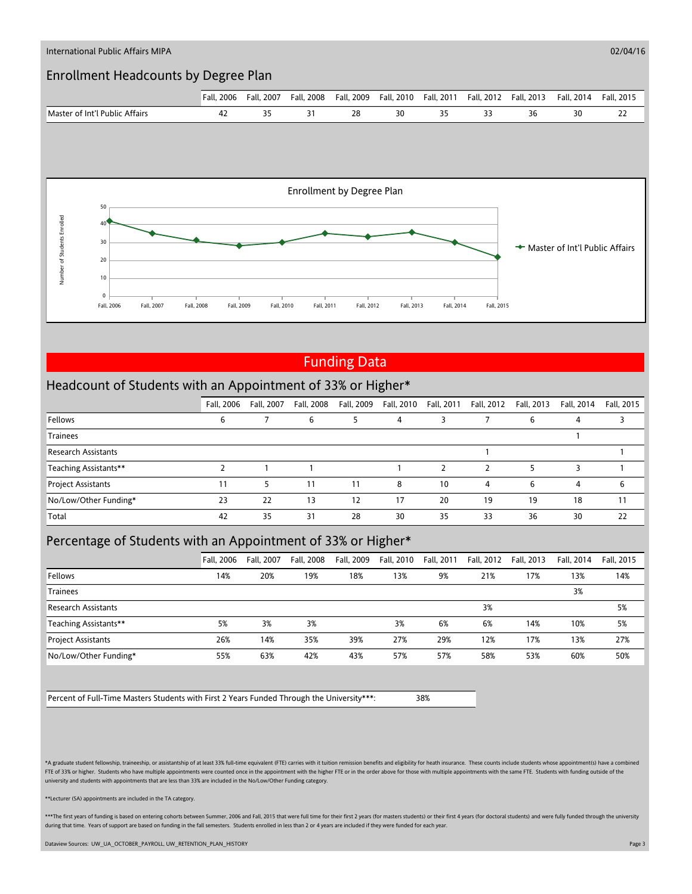International Public Affairs MIPA

02/04/16

## Enrollment Headcounts by Degree Plan

| | Fall, 2006 | Fall, 2007 | Fall, 2008 | Fall, 2009 | Fall, 2010 | Fall, 2011 | Fall, 2012 | Fall, 2013 | Fall, 2014 | Fall, 2015 |
|---|---|---|---|---|---|---|---|---|---|---|
| Master of Int'l Public Affairs | 42 | 35 | 31 | 28 | 30 | 35 | 33 | 36 | 30 | 22 |

Enrollment by Degree Plan

# Funding Data

## Headcount of Students with an Appointment of 33% or Higher*

| | Fall, 2006 | Fall, 2007 | Fall, 2008 | Fall, 2009 | Fall, 2010 | Fall, 2011 | Fall, 2012 | Fall, 2013 | Fall, 2014 | Fall, 2015 |
|---|---|---|---|---|---|---|---|---|---|---|
| Fellows | 6 | 7 | 6 | 5 | 4 | 3 | 7 | 6 | 4 | 3 |
| Trainees | | | | | | | | | 1 | |
| Research Assistants | | | | | | | 1 | | | 1 |
| Teaching Assistants** | 2 | 1 | 1 | | 1 | 2 | 2 | 5 | 3 | 1 |
| Project Assistants | 11 | 5 | 11 | 11 | 8 | 10 | 4 | 6 | 4 | 6 |
| No/Low/Other Funding* | 23 | 22 | 13 | 12 | 17 | 20 | 19 | 19 | 18 | 11 |
| Total | 42 | 35 | 31 | 28 | 30 | 35 | 33 | 36 | 30 | 22 |

## Percentage of Students with an Appointment of 33% or Higher*

| | Fall, 2006 | Fall, 2007 | Fall, 2008 | Fall, 2009 | Fall, 2010 | Fall, 2011 | Fall, 2012 | Fall, 2013 | Fall, 2014 | Fall, 2015 |
|---|---|---|---|---|---|---|---|---|---|---|
| Fellows | 14% | 20% | 19% | 18% | 13% | 9% | 21% | 17% | 13% | 14% |
| Trainees | | | | | | | | | 3% | |
| Research Assistants | | | | | | | 3% | | | 5% |
| Teaching Assistants** | 5% | 3% | 3% | | 3% | 6% | 6% | 14% | 10% | 5% |
| Project Assistants | 26% | 14% | 35% | 39% | 27% | 29% | 12% | 17% | 13% | 27% |
| No/Low/Other Funding* | 55% | 63% | 42% | 43% | 57% | 57% | 58% | 53% | 60% | 50% |

| Percent of Full-Time Masters Students with First 2 Years Funded Through the University***: | 38% |
|---|---|

*A graduate student fellowship, traineeship, or assistantship of at least 33% full-time equivalent (FTE) carries with it tuition remission benefits and eligibility for heath insurance. These counts include students whose appointment(s) have a combined FTE of 33% or higher. Students who have multiple appointments were counted once in the appointment with the higher FTE or in the order above for those with multiple appointments with the same FTE. Students with funding outside of the university and students with appointments that are less than 33% are included in the No/Low/Other Funding category.

**Lecturer (SA) appointments are included in the TA category.

***The first years of funding is based on entering cohorts between Summer, 2006 and Fall, 2015 that were full time for their first 2 years (for masters students) or their first 4 years (for doctoral students) and were fully funded through the university during that time. Years of support are based on funding in the fall semesters. Students enrolled in less than 2 or 4 years are included if they were funded for each year.

Dataview Sources: UW_UA_OCTOBER_PAYROLL, UW_RETENTION_PLAN_HISTORY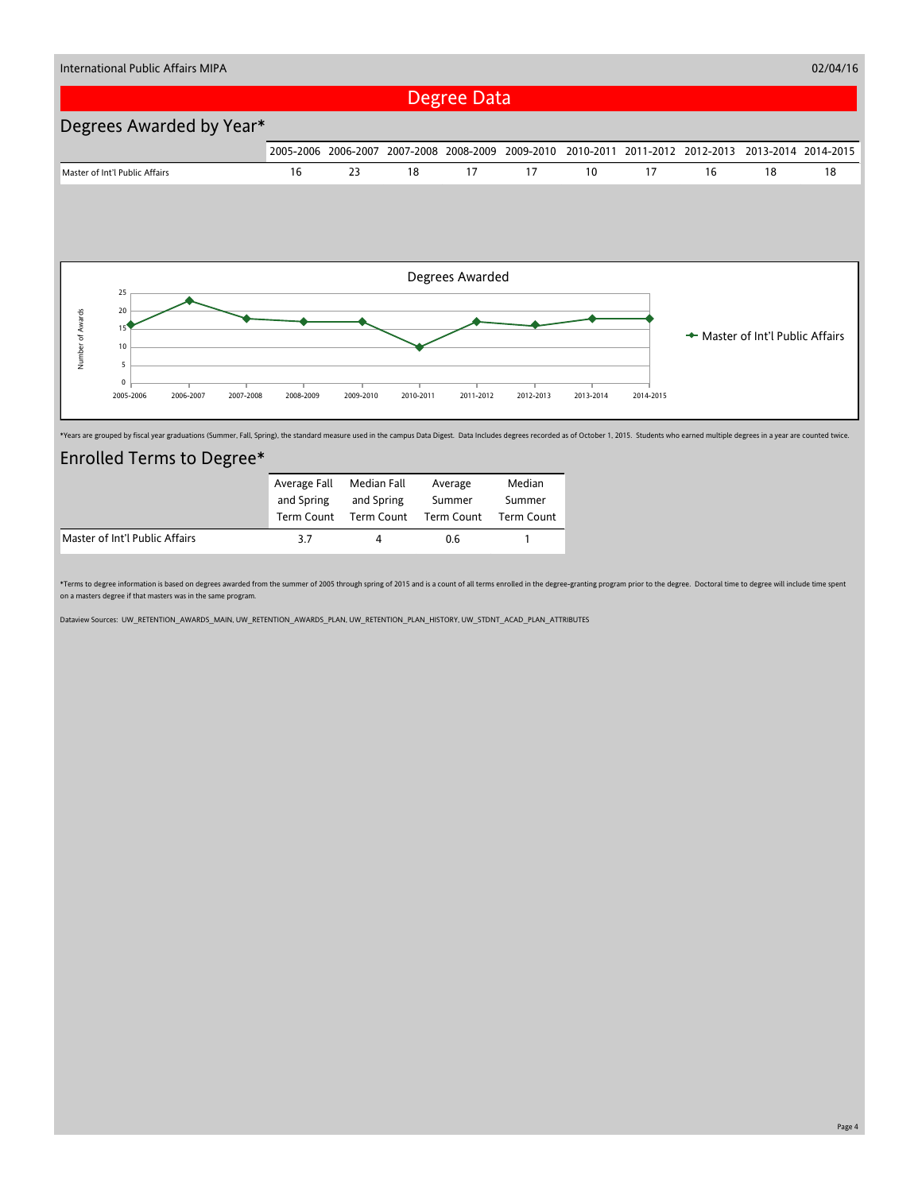# Degree Data

## Degrees Awarded by Year*

| | 2005-2006 | 2006-2007 | 2007-2008 | 2008-2009 | 2009-2010 | 2010-2011 | 2011-2012 | 2012-2013 | 2013-2014 | 2014-2015 |
|---|---|---|---|---|---|---|---|---|---|---|
| Master of Int'l Public Affairs | 16 | 23 | 18 | 17 | 17 | 10 | 17 | 16 | 18 | 18 |

Degrees Awarded

Number of Awards

25
20
15
10
5
0

2005-2006 2006-2007 2007-2008 2008-2009 2009-2010 2010-2011 2011-2012 2012-2013 2013-2014 2014-2015

Master of Int'l Public Affairs

*Years are grouped by fiscal year graduations (Summer, Fall, Spring), the standard measure used in the campus Data Digest. Data Includes degrees recorded as of October 1, 2015. Students who earned multiple degrees in a year are counted twice.

## Enrolled Terms to Degree*

| | Average Fall and Spring Term Count | Median Fall and Spring Term Count | Average Summer Term Count | Median Summer Term Count |
|---|---|---|---|---|
| Master of Int'l Public Affairs | 3.7 | 4 | 0.6 | 1 |

*Terms to degree information is based on degrees awarded from the summer of 2005 through spring of 2015 and is a count of all terms enrolled in the degree-granting program prior to the degree. Doctoral time to degree will include time spent on a masters degree if that masters was in the same program.

Dataview Sources: UW_RETENTION_AWARDS_MAIN, UW_RETENTION_AWARDS_PLAN, UW_RETENTION_PLAN_HISTORY, UW_STDNT_ACAD_PLAN_ATTRIBUTES